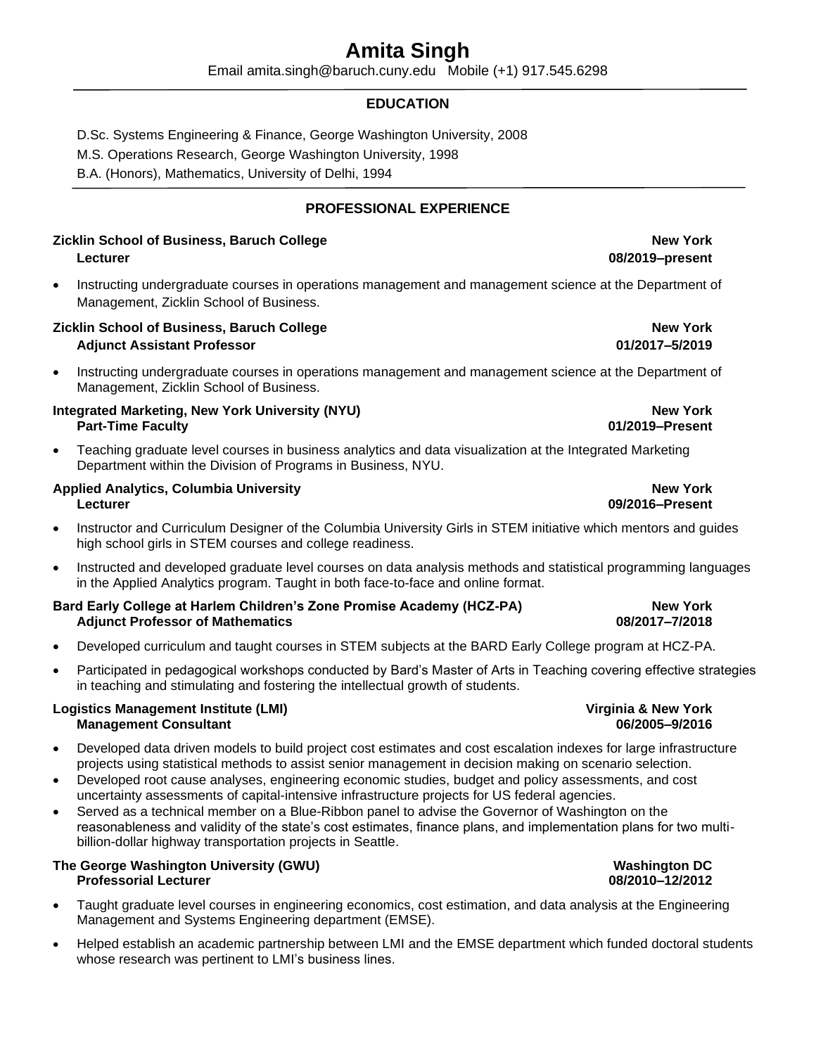# Amita Singh

Email amita.singh@baruch.cuny.edu   Mobile (+1) 917.545.6298

## EDUCATION

D.Sc. Systems Engineering & Finance, George Washington University, 2008

M.S. Operations Research, George Washington University, 1998

B.A. (Honors), Mathematics, University of Delhi, 1994

## PROFESSIONAL EXPERIENCE

**Zicklin School of Business, Baruch College** — **New York**
**Lecturer** — **08/2019–present**

- Instructing undergraduate courses in operations management and management science at the Department of Management, Zicklin School of Business.

**Zicklin School of Business, Baruch College** — **New York**
**Adjunct Assistant Professor** — **01/2017–5/2019**

- Instructing undergraduate courses in operations management and management science at the Department of Management, Zicklin School of Business.

**Integrated Marketing, New York University (NYU)** — **New York**
**Part-Time Faculty** — **01/2019–Present**

- Teaching graduate level courses in business analytics and data visualization at the Integrated Marketing Department within the Division of Programs in Business, NYU.

**Applied Analytics, Columbia University** — **New York**
**Lecturer** — **09/2016–Present**

- Instructor and Curriculum Designer of the Columbia University Girls in STEM initiative which mentors and guides high school girls in STEM courses and college readiness.
- Instructed and developed graduate level courses on data analysis methods and statistical programming languages in the Applied Analytics program. Taught in both face-to-face and online format.

**Bard Early College at Harlem Children's Zone Promise Academy (HCZ-PA)** — **New York**
**Adjunct Professor of Mathematics** — **08/2017–7/2018**

- Developed curriculum and taught courses in STEM subjects at the BARD Early College program at HCZ-PA.
- Participated in pedagogical workshops conducted by Bard's Master of Arts in Teaching covering effective strategies in teaching and stimulating and fostering the intellectual growth of students.

**Logistics Management Institute (LMI)** — **Virginia & New York**
**Management Consultant** — **06/2005–9/2016**

- Developed data driven models to build project cost estimates and cost escalation indexes for large infrastructure projects using statistical methods to assist senior management in decision making on scenario selection.
- Developed root cause analyses, engineering economic studies, budget and policy assessments, and cost uncertainty assessments of capital-intensive infrastructure projects for US federal agencies.
- Served as a technical member on a Blue-Ribbon panel to advise the Governor of Washington on the reasonableness and validity of the state's cost estimates, finance plans, and implementation plans for two multi-billion-dollar highway transportation projects in Seattle.

**The George Washington University (GWU)** — **Washington DC**
**Professorial Lecturer** — **08/2010–12/2012**

- Taught graduate level courses in engineering economics, cost estimation, and data analysis at the Engineering Management and Systems Engineering department (EMSE).
- Helped establish an academic partnership between LMI and the EMSE department which funded doctoral students whose research was pertinent to LMI's business lines.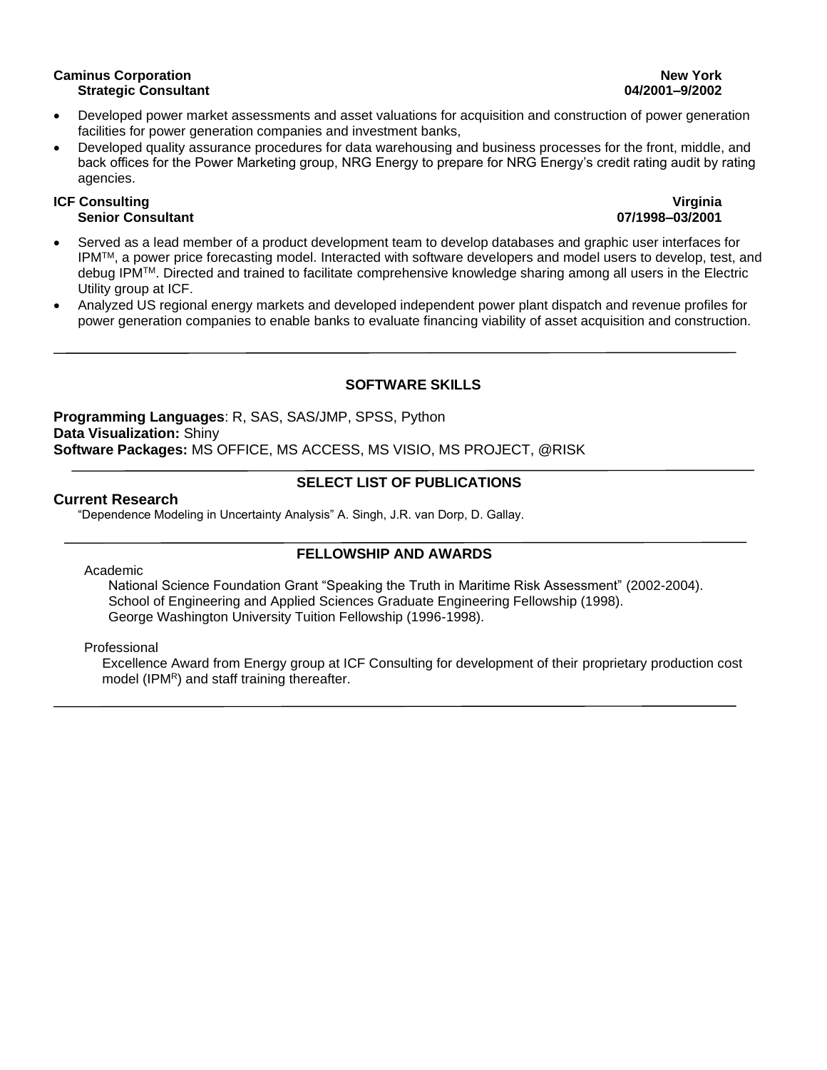**Caminus Corporation** **New York**
**Strategic Consultant** **04/2001–9/2002**

- Developed power market assessments and asset valuations for acquisition and construction of power generation facilities for power generation companies and investment banks,
- Developed quality assurance procedures for data warehousing and business processes for the front, middle, and back offices for the Power Marketing group, NRG Energy to prepare for NRG Energy's credit rating audit by rating agencies.

**ICF Consulting** **Virginia**
**Senior Consultant** **07/1998–03/2001**

- Served as a lead member of a product development team to develop databases and graphic user interfaces for IPM™, a power price forecasting model. Interacted with software developers and model users to develop, test, and debug IPM™. Directed and trained to facilitate comprehensive knowledge sharing among all users in the Electric Utility group at ICF.
- Analyzed US regional energy markets and developed independent power plant dispatch and revenue profiles for power generation companies to enable banks to evaluate financing viability of asset acquisition and construction.

---

## SOFTWARE SKILLS

**Programming Languages**: R, SAS, SAS/JMP, SPSS, Python
**Data Visualization:** Shiny
**Software Packages:** MS OFFICE, MS ACCESS, MS VISIO, MS PROJECT, @RISK

---

## SELECT LIST OF PUBLICATIONS

**Current Research**

"Dependence Modeling in Uncertainty Analysis" A. Singh, J.R. van Dorp, D. Gallay.

---

## FELLOWSHIP AND AWARDS

Academic

National Science Foundation Grant "Speaking the Truth in Maritime Risk Assessment" (2002-2004).
School of Engineering and Applied Sciences Graduate Engineering Fellowship (1998).
George Washington University Tuition Fellowship (1996-1998).

Professional

Excellence Award from Energy group at ICF Consulting for development of their proprietary production cost model (IPM®) and staff training thereafter.

---